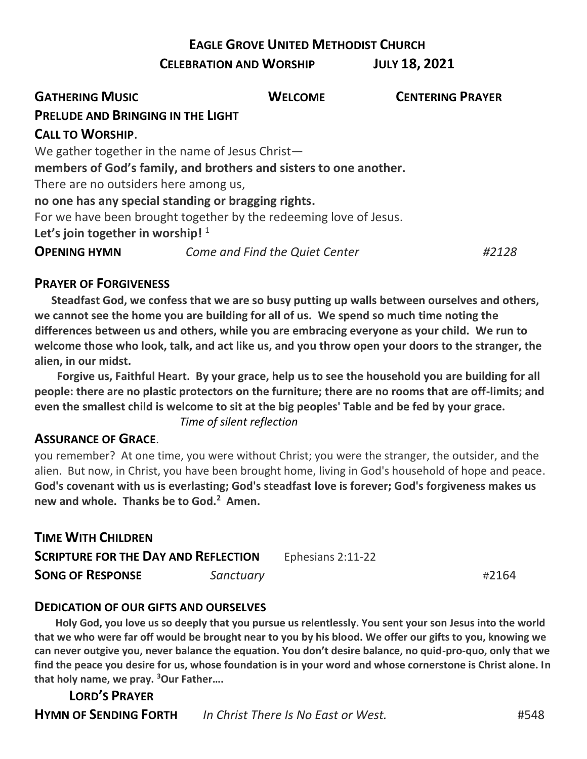# EAGLE GROVE UNITED METHODIST CHURCH

**CELEBRATION AND WORSHIP JULY 18, 2021**

**GATHERING MUSIC** **WELCOME** **CENTERING PRAYER**

**PRELUDE AND BRINGING IN THE LIGHT**

**CALL TO WORSHIP**.

We gather together in the name of Jesus Christ—
**members of God's family, and brothers and sisters to one another.**
There are no outsiders here among us,
**no one has any special standing or bragging rights.**
For we have been brought together by the redeeming love of Jesus.
**Let's join together in worship!** [1]

**OPENING HYMN** *Come and Find the Quiet Center* #2128

**PRAYER OF FORGIVENESS**

**Steadfast God, we confess that we are so busy putting up walls between ourselves and others, we cannot see the home you are building for all of us. We spend so much time noting the differences between us and others, while you are embracing everyone as your child. We run to welcome those who look, talk, and act like us, and you throw open your doors to the stranger, the alien, in our midst.**

**Forgive us, Faithful Heart. By your grace, help us to see the household you are building for all people: there are no plastic protectors on the furniture; there are no rooms that are off-limits; and even the smallest child is welcome to sit at the big peoples' Table and be fed by your grace.**

*Time of silent reflection*

**ASSURANCE OF GRACE**.

you remember? At one time, you were without Christ; you were the stranger, the outsider, and the alien. But now, in Christ, you have been brought home, living in God's household of hope and peace.
**God's covenant with us is everlasting; God's steadfast love is forever; God's forgiveness makes us new and whole. Thanks be to God.**[2] **Amen.**

**TIME WITH CHILDREN**

**SCRIPTURE FOR THE DAY AND REFLECTION** Ephesians 2:11-22

**SONG OF RESPONSE** *Sanctuary* #2164

**DEDICATION OF OUR GIFTS AND OURSELVES**

**Holy God, you love us so deeply that you pursue us relentlessly. You sent your son Jesus into the world that we who were far off would be brought near to you by his blood. We offer our gifts to you, knowing we can never outgive you, never balance the equation. You don't desire balance, no quid-pro-quo, only that we find the peace you desire for us, whose foundation is in your word and whose cornerstone is Christ alone. In that holy name, we pray.** [3]**Our Father….**

**LORD'S PRAYER**

**HYMN OF SENDING FORTH** *In Christ There Is No East or West.* #548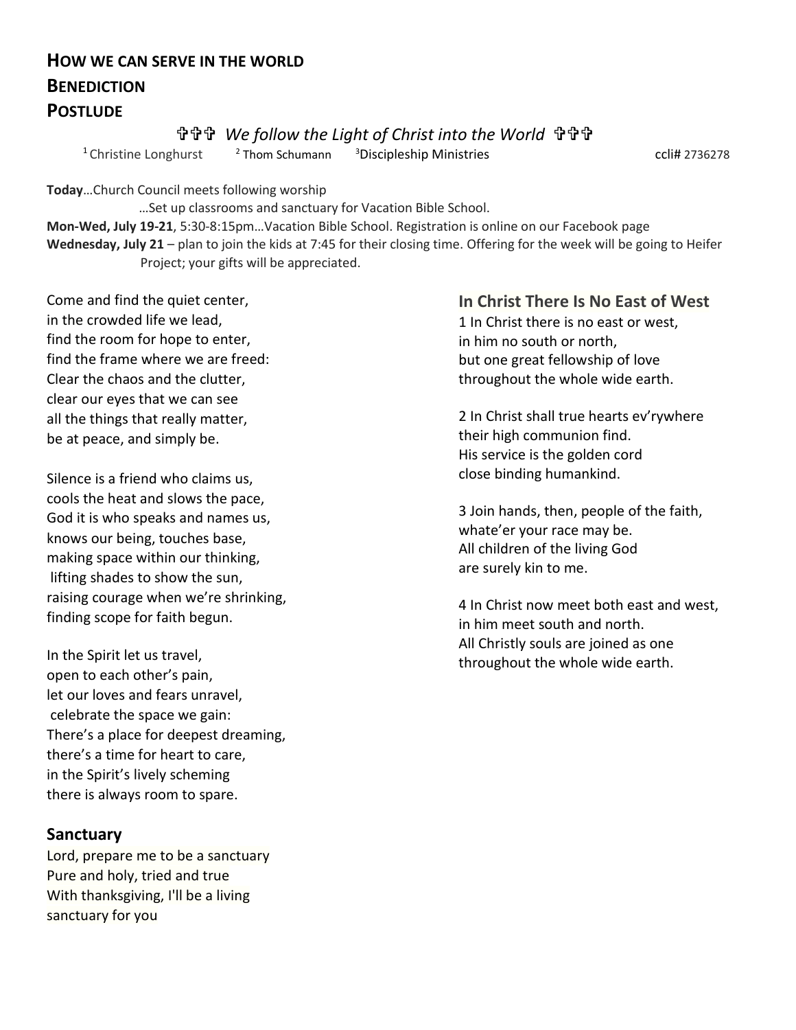**HOW WE CAN SERVE IN THE WORLD**
**BENEDICTION**
**POSTLUDE**

✞✞✞ *We follow the Light of Christ into the World* ✞✞✞

[1] Christine Longhurst [2] Thom Schumann [3] Discipleship Ministries ccli# 2736278

**Today**…Church Council meets following worship
…Set up classrooms and sanctuary for Vacation Bible School.
**Mon-Wed, July 19-21**, 5:30-8:15pm…Vacation Bible School. Registration is online on our Facebook page
**Wednesday, July 21** – plan to join the kids at 7:45 for their closing time. Offering for the week will be going to Heifer Project; your gifts will be appreciated.

Come and find the quiet center,
in the crowded life we lead,
find the room for hope to enter,
find the frame where we are freed:
Clear the chaos and the clutter,
clear our eyes that we can see
all the things that really matter,
be at peace, and simply be.

Silence is a friend who claims us,
cools the heat and slows the pace,
God it is who speaks and names us,
knows our being, touches base,
making space within our thinking,
lifting shades to show the sun,
raising courage when we're shrinking,
finding scope for faith begun.

In the Spirit let us travel,
open to each other's pain,
let our loves and fears unravel,
celebrate the space we gain:
There's a place for deepest dreaming,
there's a time for heart to care,
in the Spirit's lively scheming
there is always room to spare.

## Sanctuary

Lord, prepare me to be a sanctuary
Pure and holy, tried and true
With thanksgiving, I'll be a living
sanctuary for you

## In Christ There Is No East of West

1 In Christ there is no east or west,
in him no south or north,
but one great fellowship of love
throughout the whole wide earth.

2 In Christ shall true hearts ev'rywhere
their high communion find.
His service is the golden cord
close binding humankind.

3 Join hands, then, people of the faith,
whate'er your race may be.
All children of the living God
are surely kin to me.

4 In Christ now meet both east and west,
in him meet south and north.
All Christly souls are joined as one
throughout the whole wide earth.